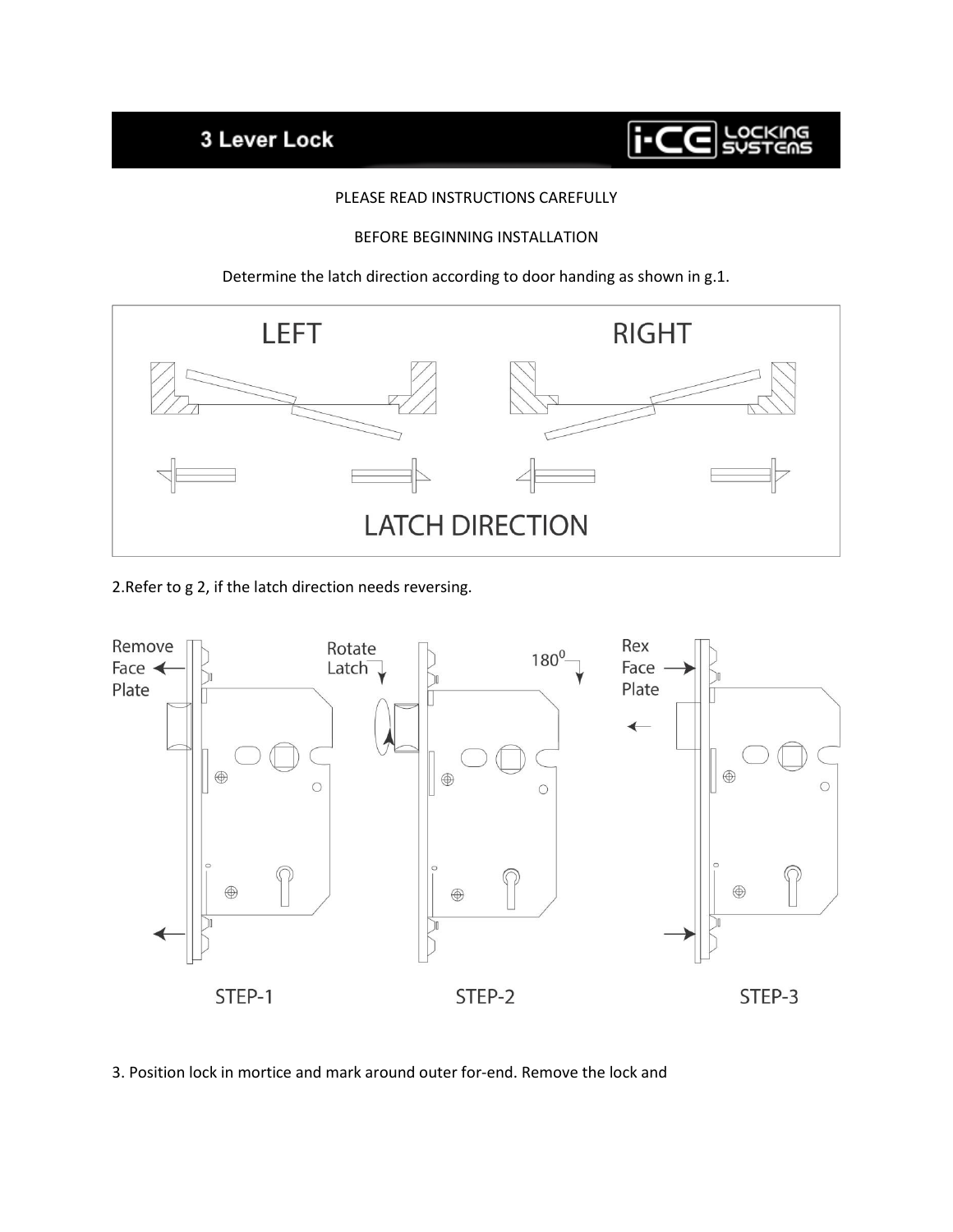# 3 Lever Lock

PLEASE READ INSTRUCTIONS CAREFULLY

BEFORE BEGINNING INSTALLATION

Determine the latch direction according to door handing as shown in g.1.

LEFT

RIGHT

LATCH DIRECTION

2.Refer to g 2, if the latch direction needs reversing.

Remove Face Plate

Rotate Latch

180⁰

Rex Face Plate

STEP-1

STEP-2

STEP-3

3. Position lock in mortice and mark around outer for-end. Remove the lock and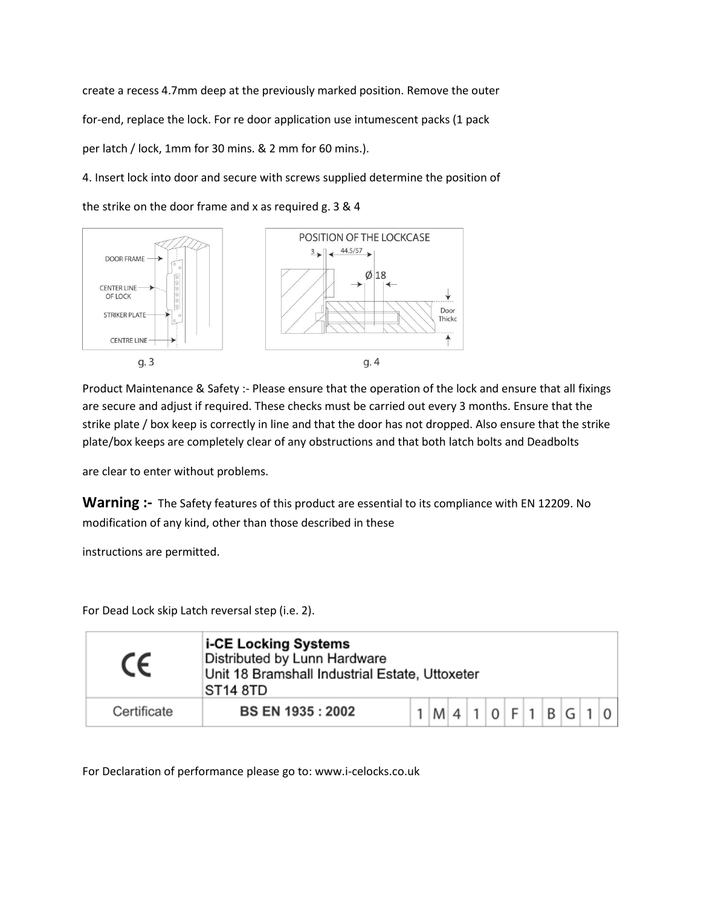create a recess 4.7mm deep at the previously marked position. Remove the outer

for-end, replace the lock. For re door application use intumescent packs (1 pack

per latch / lock, 1mm for 30 mins. & 2 mm for 60 mins.).

4. Insert lock into door and secure with screws supplied determine the position of

the strike on the door frame and x as required g. 3 & 4

DOOR FRAME

CENTER LINE OF LOCK

STRIKER PLATE

CENTRE LINE

g. 3

POSITION OF THE LOCKCASE

3

44.5/57

Ø 18

Door Thickc

g. 4

Product Maintenance & Safety :- Please ensure that the operation of the lock and ensure that all fixings are secure and adjust if required. These checks must be carried out every 3 months. Ensure that the strike plate / box keep is correctly in line and that the door has not dropped. Also ensure that the strike plate/box keeps are completely clear of any obstructions and that both latch bolts and Deadbolts

are clear to enter without problems.

**Warning :-** The Safety features of this product are essential to its compliance with EN 12209. No modification of any kind, other than those described in these

instructions are permitted.

For Dead Lock skip Latch reversal step (i.e. 2).

| | | | | | | | | | | | | |
|---|---|---|---|---|---|---|---|---|---|---|---|---|
| CE | **i-CE Locking Systems**<br>Distributed by Lunn Hardware<br>Unit 18 Bramshall Industrial Estate, Uttoxeter<br>ST14 8TD | | | | | | | | | | | |
| Certificate | **BS EN 1935 : 2002** | 1 | M | 4 | 1 | 0 | F | 1 | B | G | 1 | 0 |

For Declaration of performance please go to: www.i-celocks.co.uk